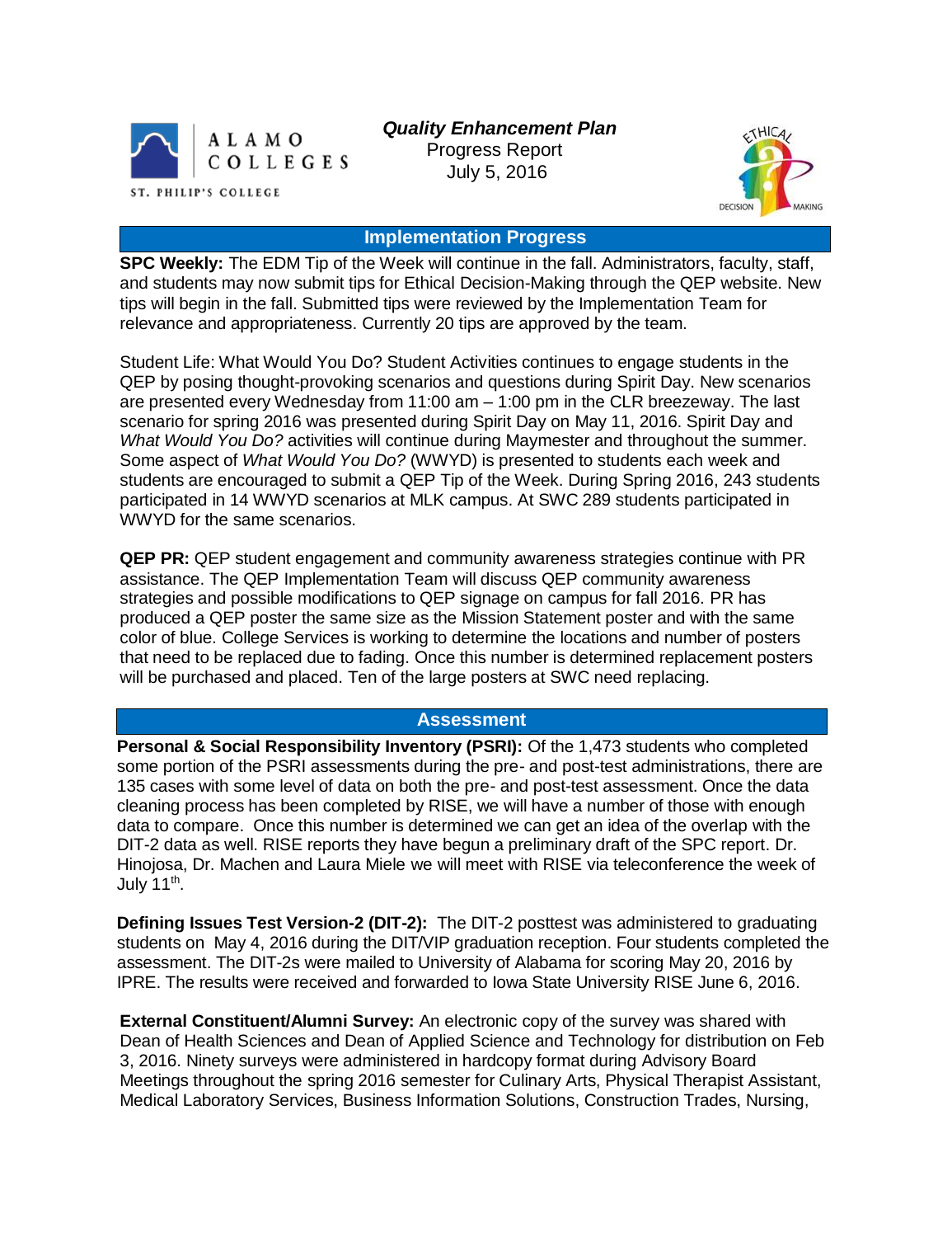ALAMO COLLEGES

ST. PHILIP'S COLLEGE

# *Quality Enhancement Plan*

Progress Report

July 5, 2016

ETHICAL DECISION MAKING

## Implementation Progress

**SPC Weekly:** The EDM Tip of the Week will continue in the fall. Administrators, faculty, staff, and students may now submit tips for Ethical Decision-Making through the QEP website. New tips will begin in the fall. Submitted tips were reviewed by the Implementation Team for relevance and appropriateness. Currently 20 tips are approved by the team.

Student Life: What Would You Do? Student Activities continues to engage students in the QEP by posing thought-provoking scenarios and questions during Spirit Day. New scenarios are presented every Wednesday from 11:00 am – 1:00 pm in the CLR breezeway. The last scenario for spring 2016 was presented during Spirit Day on May 11, 2016. Spirit Day and *What Would You Do?* activities will continue during Maymester and throughout the summer. Some aspect of *What Would You Do?* (WWYD) is presented to students each week and students are encouraged to submit a QEP Tip of the Week. During Spring 2016, 243 students participated in 14 WWYD scenarios at MLK campus. At SWC 289 students participated in WWYD for the same scenarios.

**QEP PR:** QEP student engagement and community awareness strategies continue with PR assistance. The QEP Implementation Team will discuss QEP community awareness strategies and possible modifications to QEP signage on campus for fall 2016. PR has produced a QEP poster the same size as the Mission Statement poster and with the same color of blue. College Services is working to determine the locations and number of posters that need to be replaced due to fading. Once this number is determined replacement posters will be purchased and placed. Ten of the large posters at SWC need replacing.

## Assessment

**Personal & Social Responsibility Inventory (PSRI):** Of the 1,473 students who completed some portion of the PSRI assessments during the pre- and post-test administrations, there are 135 cases with some level of data on both the pre- and post-test assessment. Once the data cleaning process has been completed by RISE, we will have a number of those with enough data to compare. Once this number is determined we can get an idea of the overlap with the DIT-2 data as well. RISE reports they have begun a preliminary draft of the SPC report. Dr. Hinojosa, Dr. Machen and Laura Miele we will meet with RISE via teleconference the week of July 11th.

**Defining Issues Test Version-2 (DIT-2):** The DIT-2 posttest was administered to graduating students on May 4, 2016 during the DIT/VIP graduation reception. Four students completed the assessment. The DIT-2s were mailed to University of Alabama for scoring May 20, 2016 by IPRE. The results were received and forwarded to Iowa State University RISE June 6, 2016.

**External Constituent/Alumni Survey:** An electronic copy of the survey was shared with Dean of Health Sciences and Dean of Applied Science and Technology for distribution on Feb 3, 2016. Ninety surveys were administered in hardcopy format during Advisory Board Meetings throughout the spring 2016 semester for Culinary Arts, Physical Therapist Assistant, Medical Laboratory Services, Business Information Solutions, Construction Trades, Nursing,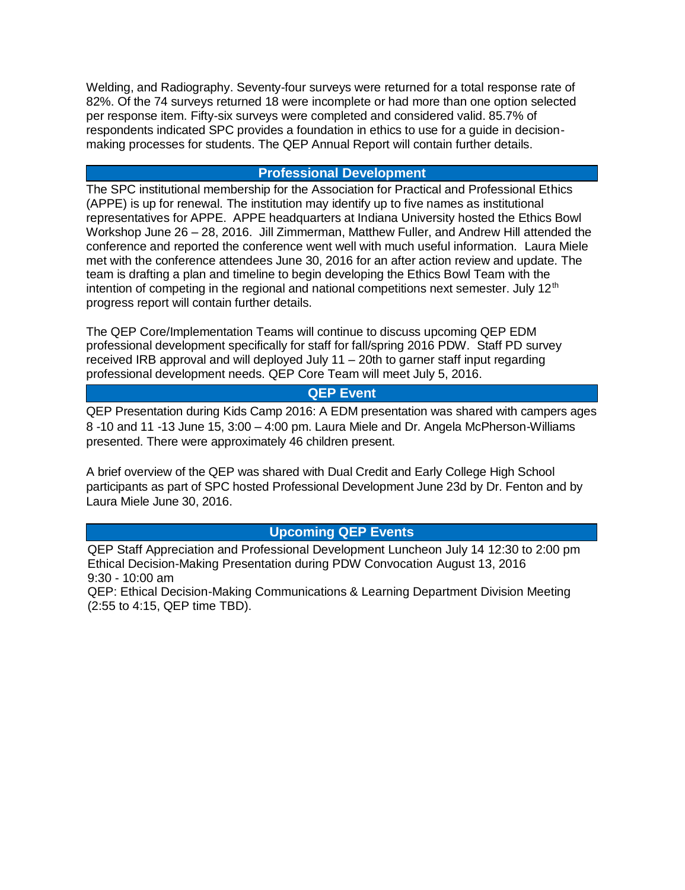Welding, and Radiography. Seventy-four surveys were returned for a total response rate of 82%. Of the 74 surveys returned 18 were incomplete or had more than one option selected per response item. Fifty-six surveys were completed and considered valid. 85.7% of respondents indicated SPC provides a foundation in ethics to use for a guide in decision-making processes for students. The QEP Annual Report will contain further details.

## Professional Development

The SPC institutional membership for the Association for Practical and Professional Ethics (APPE) is up for renewal. The institution may identify up to five names as institutional representatives for APPE. APPE headquarters at Indiana University hosted the Ethics Bowl Workshop June 26 – 28, 2016. Jill Zimmerman, Matthew Fuller, and Andrew Hill attended the conference and reported the conference went well with much useful information. Laura Miele met with the conference attendees June 30, 2016 for an after action review and update. The team is drafting a plan and timeline to begin developing the Ethics Bowl Team with the intention of competing in the regional and national competitions next semester. July 12th progress report will contain further details.

The QEP Core/Implementation Teams will continue to discuss upcoming QEP EDM professional development specifically for staff for fall/spring 2016 PDW. Staff PD survey received IRB approval and will deployed July 11 – 20th to garner staff input regarding professional development needs. QEP Core Team will meet July 5, 2016.

## QEP Event

QEP Presentation during Kids Camp 2016: A EDM presentation was shared with campers ages 8 -10 and 11 -13 June 15, 3:00 – 4:00 pm. Laura Miele and Dr. Angela McPherson-Williams presented. There were approximately 46 children present.

A brief overview of the QEP was shared with Dual Credit and Early College High School participants as part of SPC hosted Professional Development June 23d by Dr. Fenton and by Laura Miele June 30, 2016.

## Upcoming QEP Events

QEP Staff Appreciation and Professional Development Luncheon July 14 12:30 to 2:00 pm
Ethical Decision-Making Presentation during PDW Convocation August 13, 2016
9:30 - 10:00 am
QEP: Ethical Decision-Making Communications & Learning Department Division Meeting (2:55 to 4:15, QEP time TBD).